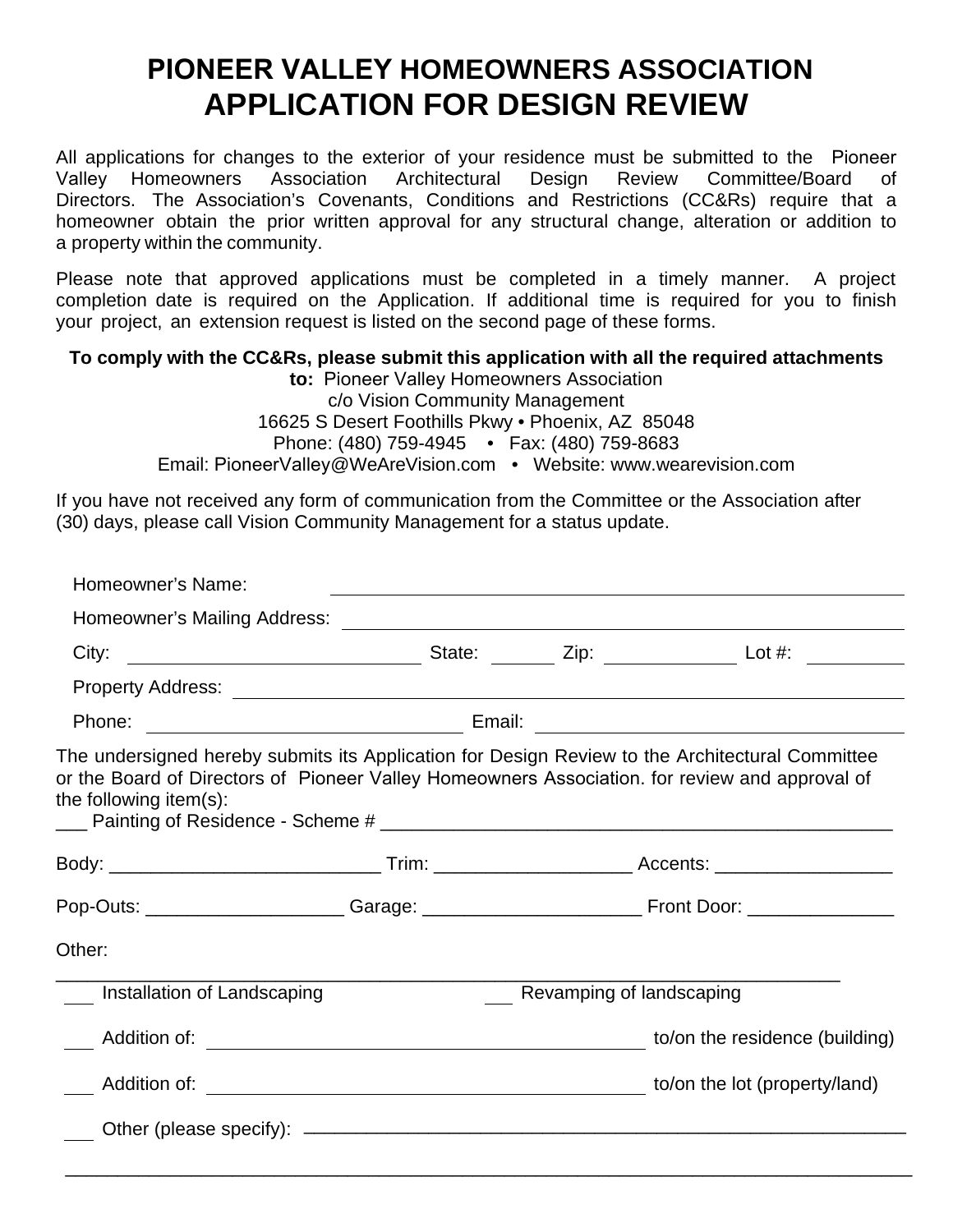# PIONEER VALLEY HOMEOWNERS ASSOCIATION
# APPLICATION FOR DESIGN REVIEW

All applications for changes to the exterior of your residence must be submitted to the Pioneer Valley Homeowners Association Architectural Design Review Committee/Board of Directors. The Association's Covenants, Conditions and Restrictions (CC&Rs) require that a homeowner obtain the prior written approval for any structural change, alteration or addition to a property within the community.

Please note that approved applications must be completed in a timely manner. A project completion date is required on the Application. If additional time is required for you to finish your project, an extension request is listed on the second page of these forms.

**To comply with the CC&Rs, please submit this application with all the required attachments**
**to:** Pioneer Valley Homeowners Association
c/o Vision Community Management
16625 S Desert Foothills Pkwy • Phoenix, AZ 85048
Phone: (480) 759-4945 • Fax: (480) 759-8683
Email: PioneerValley@WeAreVision.com • Website: www.wearevision.com

If you have not received any form of communication from the Committee or the Association after (30) days, please call Vision Community Management for a status update.

Homeowner's Name: ______________________________

Homeowner's Mailing Address: ______________________________

City: ______________ State: ______ Zip: ____________ Lot #: ________

Property Address: ______________________________

Phone: ______________________ Email: ______________________

The undersigned hereby submits its Application for Design Review to the Architectural Committee or the Board of Directors of Pioneer Valley Homeowners Association. for review and approval of the following item(s):

___ Painting of Residence - Scheme # ______________________________

Body: __________________________ Trim: ___________________ Accents: _________________

Pop-Outs: ___________________ Garage: _____________________ Front Door: ______________

Other:

______________________________________________________________

___ Installation of Landscaping ___ Revamping of landscaping

___ Addition of: ______________________________ to/on the residence (building)

___ Addition of: ______________________________ to/on the lot (property/land)

___ Other (please specify): ______________________________

______________________________________________________________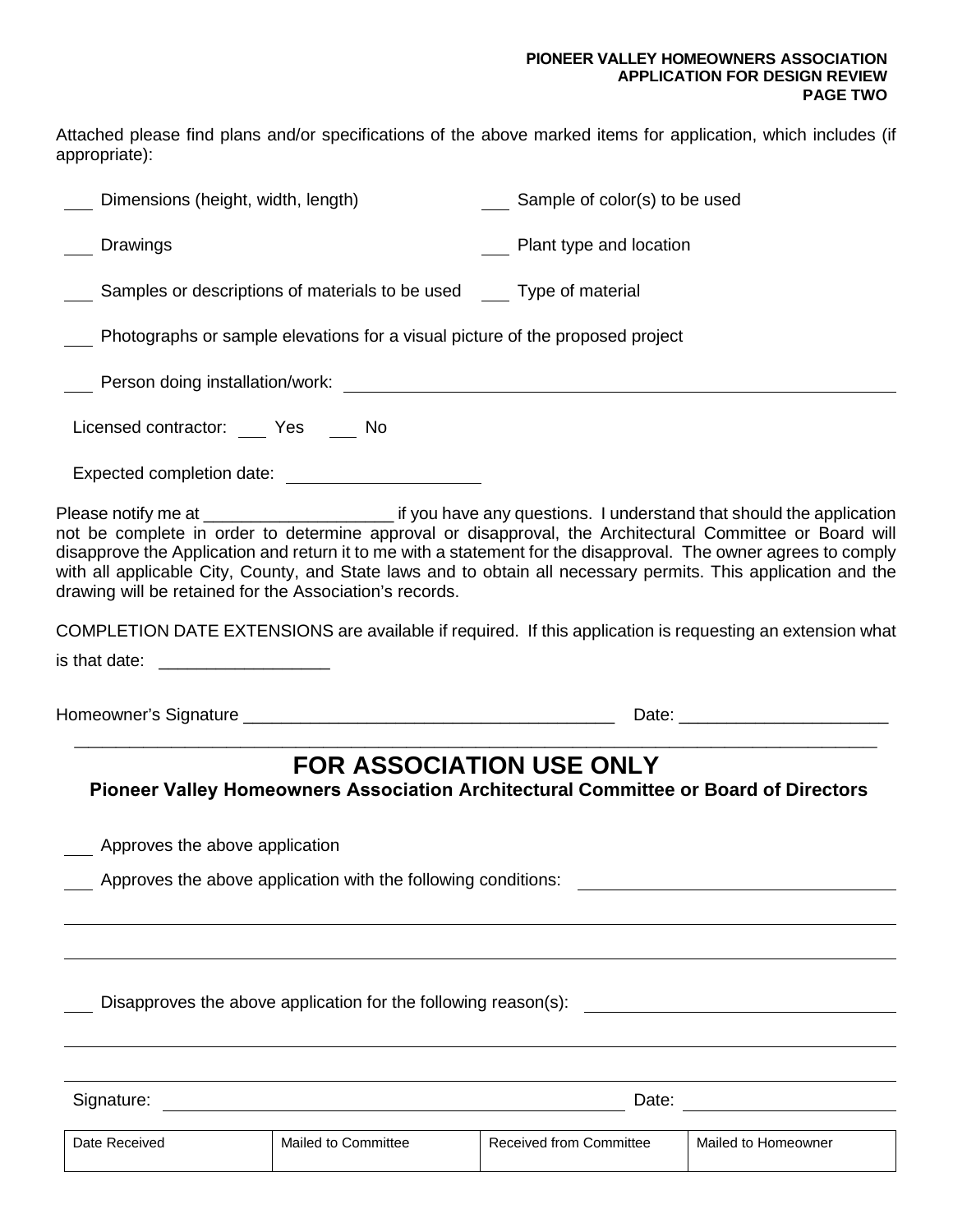**PIONEER VALLEY HOMEOWNERS ASSOCIATION**
**APPLICATION FOR DESIGN REVIEW**
**PAGE TWO**

Attached please find plans and/or specifications of the above marked items for application, which includes (if appropriate):

___ Dimensions (height, width, length)

___ Sample of color(s) to be used

___ Drawings

___ Plant type and location

___ Samples or descriptions of materials to be used

___ Type of material

___ Photographs or sample elevations for a visual picture of the proposed project

___ Person doing installation/work: ______________________________________________

Licensed contractor: ___ Yes ___ No

Expected completion date: ____________________

Please notify me at ____________________ if you have any questions. I understand that should the application not be complete in order to determine approval or disapproval, the Architectural Committee or Board will disapprove the Application and return it to me with a statement for the disapproval. The owner agrees to comply with all applicable City, County, and State laws and to obtain all necessary permits. This application and the drawing will be retained for the Association's records.

COMPLETION DATE EXTENSIONS are available if required. If this application is requesting an extension what is that date: __________________

Homeowner's Signature ________________________________________ Date: ______________________

---

# FOR ASSOCIATION USE ONLY

**Pioneer Valley Homeowners Association Architectural Committee or Board of Directors**

___ Approves the above application

___ Approves the above application with the following conditions: ________________________________

_____________________________________________________________________________

_____________________________________________________________________________

___ Disapproves the above application for the following reason(s): ________________________________

_____________________________________________________________________________

_____________________________________________________________________________

Signature: ________________________________________ Date: ____________________

| Date Received | Mailed to Committee | Received from Committee | Mailed to Homeowner |
|---|---|---|---|
| | | | |